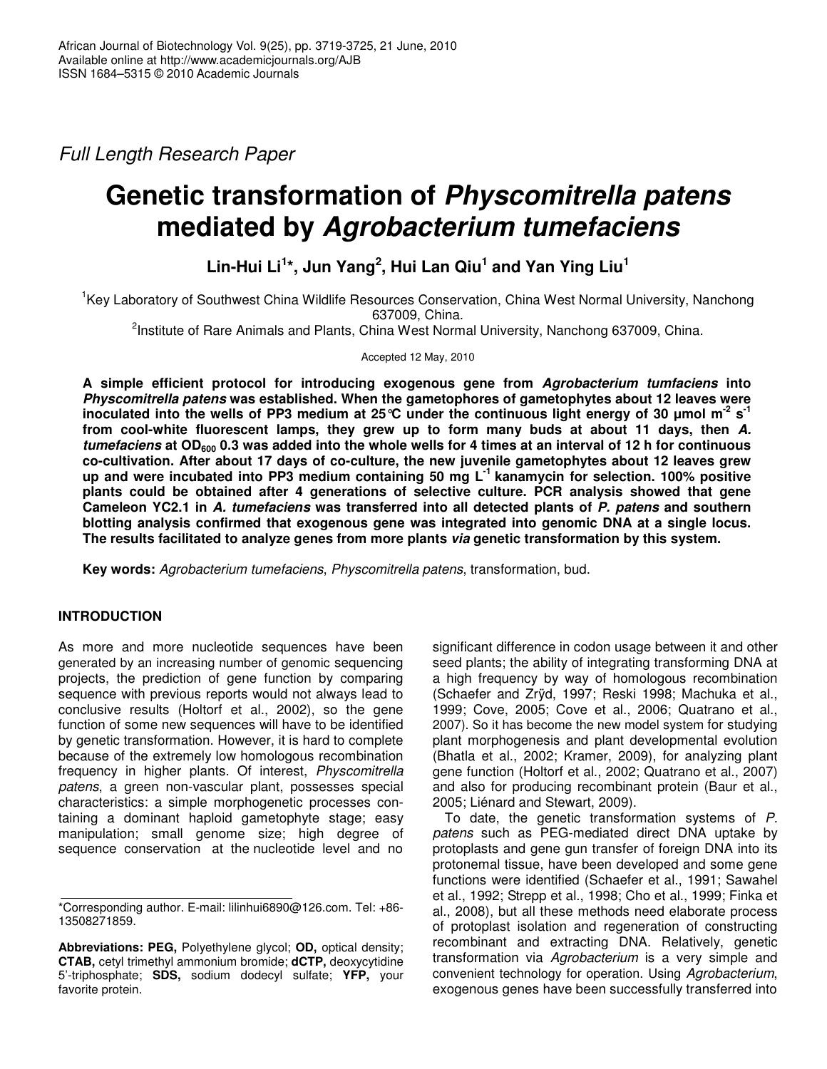Full Length Research Paper

# Genetic transformation of *Physcomitrella patens* mediated by *Agrobacterium tumefaciens*

**Lin-Hui Li[1]*, Jun Yang[2], Hui Lan Qiu[1] and Yan Ying Liu[1]**

[1]Key Laboratory of Southwest China Wildlife Resources Conservation, China West Normal University, Nanchong 637009, China.

[2]Institute of Rare Animals and Plants, China West Normal University, Nanchong 637009, China.

Accepted 12 May, 2010

**A simple efficient protocol for introducing exogenous gene from *Agrobacterium tumfaciens* into *Physcomitrella patens* was established. When the gametophores of gametophytes about 12 leaves were inoculated into the wells of PP3 medium at 25°C under the continuous light energy of 30 µmol $m^{-2}$ $s^{-1}$ from cool-white fluorescent lamps, they grew up to form many buds at about 11 days, then *A. tumefaciens* at $OD_{600}$ 0.3 was added into the whole wells for 4 times at an interval of 12 h for continuous co-cultivation. After about 17 days of co-culture, the new juvenile gametophytes about 12 leaves grew up and were incubated into PP3 medium containing 50 mg $L^{-1}$ kanamycin for selection. 100% positive plants could be obtained after 4 generations of selective culture. PCR analysis showed that gene Cameleon YC2.1 in *A. tumefaciens* was transferred into all detected plants of *P. patens* and southern blotting analysis confirmed that exogenous gene was integrated into genomic DNA at a single locus. The results facilitated to analyze genes from more plants *via* genetic transformation by this system.**

**Key words:** *Agrobacterium tumefaciens*, *Physcomitrella patens*, transformation, bud.

## INTRODUCTION

As more and more nucleotide sequences have been generated by an increasing number of genomic sequencing projects, the prediction of gene function by comparing sequence with previous reports would not always lead to conclusive results (Holtorf et al., 2002), so the gene function of some new sequences will have to be identified by genetic transformation. However, it is hard to complete because of the extremely low homologous recombination frequency in higher plants. Of interest, *Physcomitrella patens*, a green non-vascular plant, possesses special characteristics: a simple morphogenetic processes containing a dominant haploid gametophyte stage; easy manipulation; small genome size; high degree of sequence conservation at the nucleotide level and no significant difference in codon usage between it and other seed plants; the ability of integrating transforming DNA at a high frequency by way of homologous recombination (Schaefer and Zrÿd, 1997; Reski 1998; Machuka et al., 1999; Cove, 2005; Cove et al., 2006; Quatrano et al., 2007). So it has become the new model system for studying plant morphogenesis and plant developmental evolution (Bhatla et al., 2002; Kramer, 2009), for analyzing plant gene function (Holtorf et al., 2002; Quatrano et al., 2007) and also for producing recombinant protein (Baur et al., 2005; Liénard and Stewart, 2009).

To date, the genetic transformation systems of *P. patens* such as PEG-mediated direct DNA uptake by protoplasts and gene gun transfer of foreign DNA into its protonemal tissue, have been developed and some gene functions were identified (Schaefer et al., 1991; Sawahel et al., 1992; Strepp et al., 1998; Cho et al., 1999; Finka et al., 2008), but all these methods need elaborate process of protoplast isolation and regeneration of constructing recombinant and extracting DNA. Relatively, genetic transformation via *Agrobacterium* is a very simple and convenient technology for operation. Using *Agrobacterium*, exogenous genes have been successfully transferred into

*Corresponding author. E-mail: lilinhui6890@126.com. Tel: +86-13508271859.

**Abbreviations: PEG,** Polyethylene glycol; **OD,** optical density; **CTAB,** cetyl trimethyl ammonium bromide; **dCTP,** deoxycytidine 5'-triphosphate; **SDS,** sodium dodecyl sulfate; **YFP,** your favorite protein.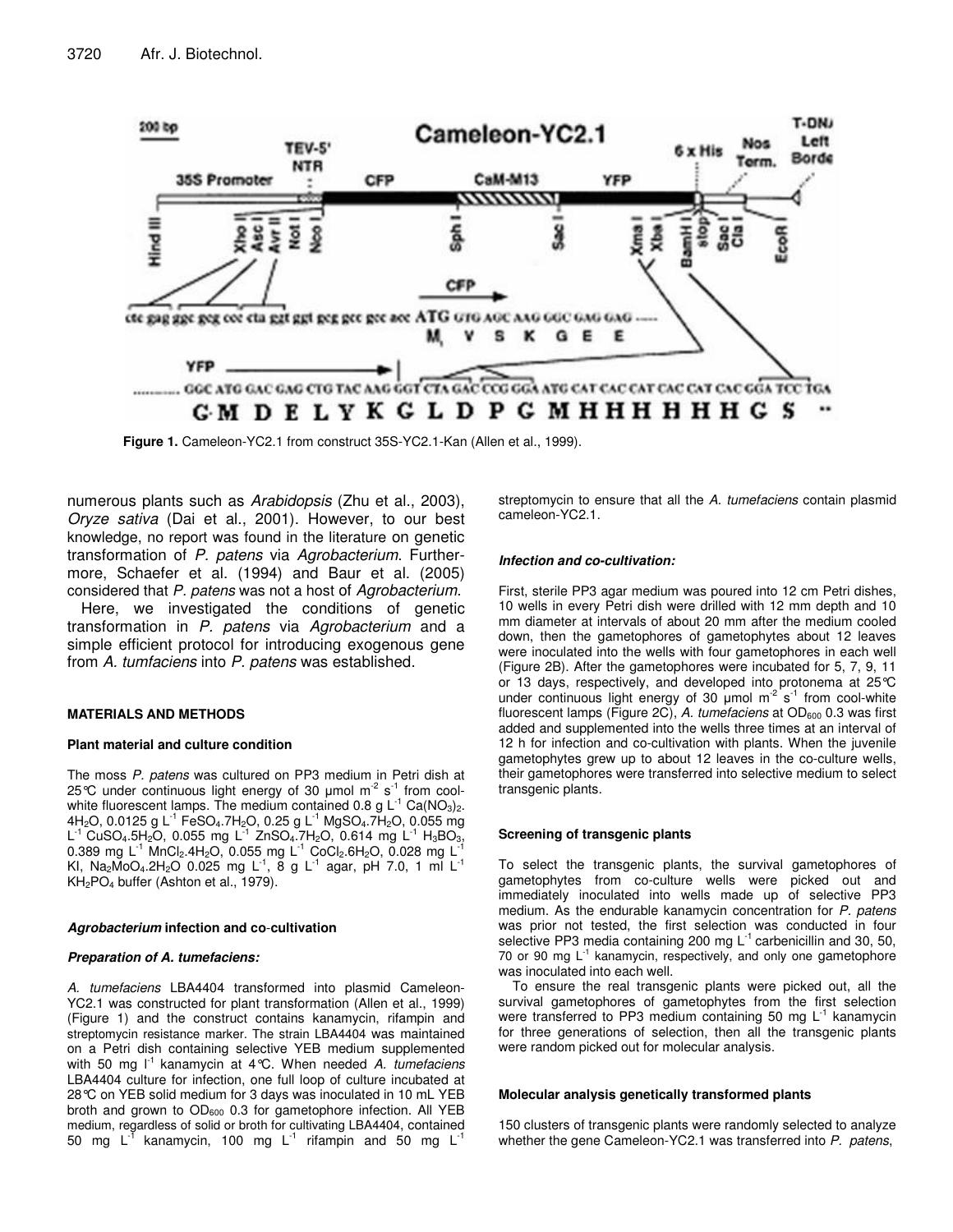**Figure 1.** Cameleon-YC2.1 from construct 35S-YC2.1-Kan (Allen et al., 1999).

numerous plants such as *Arabidopsis* (Zhu et al., 2003), *Oryze sativa* (Dai et al., 2001). However, to our best knowledge, no report was found in the literature on genetic transformation of *P. patens* via *Agrobacterium*. Furthermore, Schaefer et al. (1994) and Baur et al. (2005) considered that *P. patens* was not a host of *Agrobacterium*.

Here, we investigated the conditions of genetic transformation in *P. patens* via *Agrobacterium* and a simple efficient protocol for introducing exogenous gene from *A. tumfaciens* into *P. patens* was established.

## MATERIALS AND METHODS

### Plant material and culture condition

The moss *P. patens* was cultured on PP3 medium in Petri dish at 25°C under continuous light energy of 30 µmol $m^{-2}$ $s^{-1}$ from cool-white fluorescent lamps. The medium contained 0.8 g $L^{-1}$ $Ca(NO_3)_2.4H_2O$, 0.0125 g $L^{-1}$ $FeSO_4.7H_2O$, 0.25 g $L^{-1}$ $MgSO_4.7H_2O$, 0.055 mg $L^{-1}$ $CuSO_4.5H_2O$, 0.055 mg $L^{-1}$ $ZnSO_4.7H_2O$, 0.614 mg $L^{-1}$ $H_3BO_3$, 0.389 mg $L^{-1}$ $MnCl_2.4H_2O$, 0.055 mg $L^{-1}$ $CoCl_2.6H_2O$, 0.028 mg $L^{-1}$ KI, $Na_2MoO_4.2H_2O$ 0.025 mg $L^{-1}$, 8 g $L^{-1}$ agar, pH 7.0, 1 ml $L^{-1}$ $KH_2PO_4$ buffer (Ashton et al., 1979).

### *Agrobacterium* infection and co-cultivation

#### *Preparation of A. tumefaciens:*

*A. tumefaciens* LBA4404 transformed into plasmid Cameleon-YC2.1 was constructed for plant transformation (Allen et al., 1999) (Figure 1) and the construct contains kanamycin, rifampin and streptomycin resistance marker. The strain LBA4404 was maintained on a Petri dish containing selective YEB medium supplemented with 50 mg $l^{-1}$ kanamycin at 4°C. When needed *A. tumefaciens* LBA4404 culture for infection, one full loop of culture incubated at 28°C on YEB solid medium for 3 days was inoculated in 10 mL YEB broth and grown to $OD_{600}$ 0.3 for gametophore infection. All YEB medium, regardless of solid or broth for cultivating LBA4404, contained 50 mg $L^{-1}$ kanamycin, 100 mg $L^{-1}$ rifampin and 50 mg $L^{-1}$ streptomycin to ensure that all the *A. tumefaciens* contain plasmid cameleon-YC2.1.

#### *Infection and co-cultivation:*

First, sterile PP3 agar medium was poured into 12 cm Petri dishes, 10 wells in every Petri dish were drilled with 12 mm depth and 10 mm diameter at intervals of about 20 mm after the medium cooled down, then the gametophores of gametophytes about 12 leaves were inoculated into the wells with four gametophores in each well (Figure 2B). After the gametophores were incubated for 5, 7, 9, 11 or 13 days, respectively, and developed into protonema at 25°C under continuous light energy of 30 µmol $m^{-2}$ $s^{-1}$ from cool-white fluorescent lamps (Figure 2C), *A. tumefaciens* at $OD_{600}$ 0.3 was first added and supplemented into the wells three times at an interval of 12 h for infection and co-cultivation with plants. When the juvenile gametophytes grew up to about 12 leaves in the co-culture wells, their gametophores were transferred into selective medium to select transgenic plants.

### Screening of transgenic plants

To select the transgenic plants, the survival gametophores of gametophytes from co-culture wells were picked out and immediately inoculated into wells made up of selective PP3 medium. As the endurable kanamycin concentration for *P. patens* was prior not tested, the first selection was conducted in four selective PP3 media containing 200 mg $L^{-1}$ carbenicillin and 30, 50, 70 or 90 mg $L^{-1}$ kanamycin, respectively, and only one gametophore was inoculated into each well.

To ensure the real transgenic plants were picked out, all the survival gametophores of gametophytes from the first selection were transferred to PP3 medium containing 50 mg $L^{-1}$ kanamycin for three generations of selection, then all the transgenic plants were random picked out for molecular analysis.

### Molecular analysis genetically transformed plants

150 clusters of transgenic plants were randomly selected to analyze whether the gene Cameleon-YC2.1 was transferred into *P. patens*,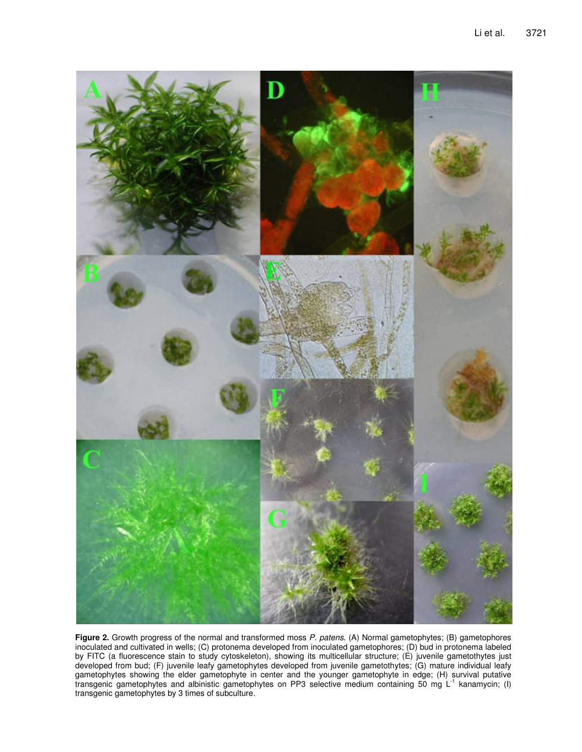**Figure 2.** Growth progress of the normal and transformed moss *P. patens*. (A) Normal gametophytes; (B) gametophores inoculated and cultivated in wells; (C) protonema developed from inoculated gametophores; (D) bud in protonema labeled by FITC (a fluorescence stain to study cytoskeleton), showing its multicellular structure; (E) juvenile gametothytes just developed from bud; (F) juvenile leafy gametophytes developed from juvenile gametothytes; (G) mature individual leafy gametophytes showing the elder gametophyte in center and the younger gametophyte in edge; (H) survival putative transgenic gametophytes and albinistic gametophytes on PP3 selective medium containing 50 mg $L^{-1}$ kanamycin; (I) transgenic gametophytes by 3 times of subculture.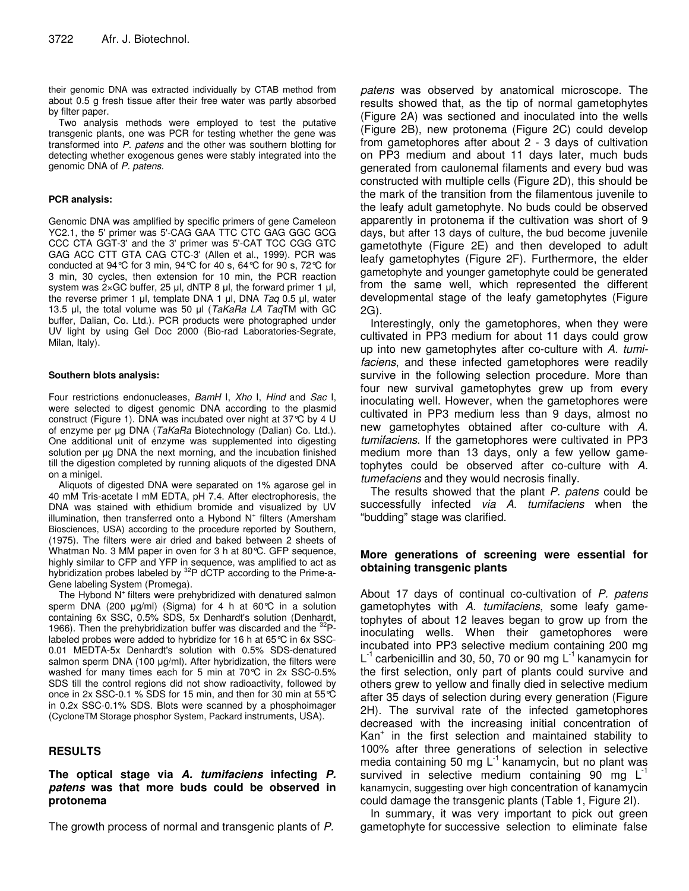their genomic DNA was extracted individually by CTAB method from about 0.5 g fresh tissue after their free water was partly absorbed by filter paper.

Two analysis methods were employed to test the putative transgenic plants, one was PCR for testing whether the gene was transformed into *P. patens* and the other was southern blotting for detecting whether exogenous genes were stably integrated into the genomic DNA of *P. patens*.

#### PCR analysis:

Genomic DNA was amplified by specific primers of gene Cameleon YC2.1, the 5' primer was 5'-CAG GAA TTC CTC GAG GGC GCG CCC CTA GGT-3' and the 3' primer was 5'-CAT TCC CGG GTC GAG ACC CTT GTA CAG CTC-3' (Allen et al., 1999). PCR was conducted at 94°C for 3 min, 94°C for 40 s, 64°C for 90 s, 72°C for 3 min, 30 cycles, then extension for 10 min, the PCR reaction system was 2×GC buffer, 25 µl, dNTP 8 µl, the forward primer 1 µl, the reverse primer 1 µl, template DNA 1 µl, DNA *Taq* 0.5 µl, water 13.5 µl, the total volume was 50 µl (*TaKaRa LA Taq*TM with GC buffer, Dalian, Co. Ltd.). PCR products were photographed under UV light by using Gel Doc 2000 (Bio-rad Laboratories-Segrate, Milan, Italy).

#### Southern blots analysis:

Four restrictions endonucleases, *BamH* I, *Xho* I, *Hind* and *Sac* I, were selected to digest genomic DNA according to the plasmid construct (Figure 1). DNA was incubated over night at 37°C by 4 U of enzyme per µg DNA (*TaKaRa* Biotechnology (Dalian) Co. Ltd.). One additional unit of enzyme was supplemented into digesting solution per µg DNA the next morning, and the incubation finished till the digestion completed by running aliquots of the digested DNA on a minigel.

Aliquots of digested DNA were separated on 1% agarose gel in 40 mM Tris-acetate l mM EDTA, pH 7.4. After electrophoresis, the DNA was stained with ethidium bromide and visualized by UV illumination, then transferred onto a Hybond $N^+$ filters (Amersham Biosciences, USA) according to the procedure reported by Southern, (1975). The filters were air dried and baked between 2 sheets of Whatman No. 3 MM paper in oven for 3 h at 80°C. GFP sequence, highly similar to CFP and YFP in sequence, was amplified to act as hybridization probes labeled by $^{32}$P dCTP according to the Prime-a-Gene labeling System (Promega).

The Hybond $N^+$ filters were prehybridized with denatured salmon sperm DNA (200 µg/ml) (Sigma) for 4 h at 60°C in a solution containing 6x SSC, 0.5% SDS, 5x Denhardt's solution (Denhardt, 1966). Then the prehybridization buffer was discarded and the $^{32}$P-labeled probes were added to hybridize for 16 h at 65°C in 6x SSC-0.01 MEDTA-5x Denhardt's solution with 0.5% SDS-denatured salmon sperm DNA (100 µg/ml). After hybridization, the filters were washed for many times each for 5 min at 70°C in 2x SSC-0.5% SDS till the control regions did not show radioactivity, followed by once in 2x SSC-0.1 % SDS for 15 min, and then for 30 min at 55°C in 0.2x SSC-0.1% SDS. Blots were scanned by a phosphoimager (CycloneTM Storage phosphor System, Packard instruments, USA).

## RESULTS

### The optical stage via *A. tumifaciens* infecting *P. patens* was that more buds could be observed in protonema

The growth process of normal and transgenic plants of *P. patens* was observed by anatomical microscope. The results showed that, as the tip of normal gametophytes (Figure 2A) was sectioned and inoculated into the wells (Figure 2B), new protonema (Figure 2C) could develop from gametophores after about 2 - 3 days of cultivation on PP3 medium and about 11 days later, much buds generated from caulonemal filaments and every bud was constructed with multiple cells (Figure 2D), this should be the mark of the transition from the filamentous juvenile to the leafy adult gametophyte. No buds could be observed apparently in protonema if the cultivation was short of 9 days, but after 13 days of culture, the bud become juvenile gametothyte (Figure 2E) and then developed to adult leafy gametophytes (Figure 2F). Furthermore, the elder gametophyte and younger gametophyte could be generated from the same well, which represented the different developmental stage of the leafy gametophytes (Figure 2G).

Interestingly, only the gametophores, when they were cultivated in PP3 medium for about 11 days could grow up into new gametophytes after co-culture with *A. tumifaciens*, and these infected gametophores were readily survive in the following selection procedure. More than four new survival gametophytes grew up from every inoculating well. However, when the gametophores were cultivated in PP3 medium less than 9 days, almost no new gametophytes obtained after co-culture with *A. tumifaciens*. If the gametophores were cultivated in PP3 medium more than 13 days, only a few yellow gametophytes could be observed after co-culture with *A. tumefaciens* and they would necrosis finally.

The results showed that the plant *P. patens* could be successfully infected *via A. tumifaciens* when the "budding" stage was clarified.

### More generations of screening were essential for obtaining transgenic plants

About 17 days of continual co-cultivation of *P. patens* gametophytes with *A. tumifaciens*, some leafy gametophytes of about 12 leaves began to grow up from the inoculating wells. When their gametophores were incubated into PP3 selective medium containing 200 mg $L^{-1}$ carbenicillin and 30, 50, 70 or 90 mg $L^{-1}$ kanamycin for the first selection, only part of plants could survive and others grew to yellow and finally died in selective medium after 35 days of selection during every generation (Figure 2H). The survival rate of the infected gametophores decreased with the increasing initial concentration of $Kan^+$ in the first selection and maintained stability to 100% after three generations of selection in selective media containing 50 mg $L^{-1}$ kanamycin, but no plant was survived in selective medium containing 90 mg $L^{-1}$ kanamycin, suggesting over high concentration of kanamycin could damage the transgenic plants (Table 1, Figure 2I).

In summary, it was very important to pick out green gametophyte for successive selection to eliminate false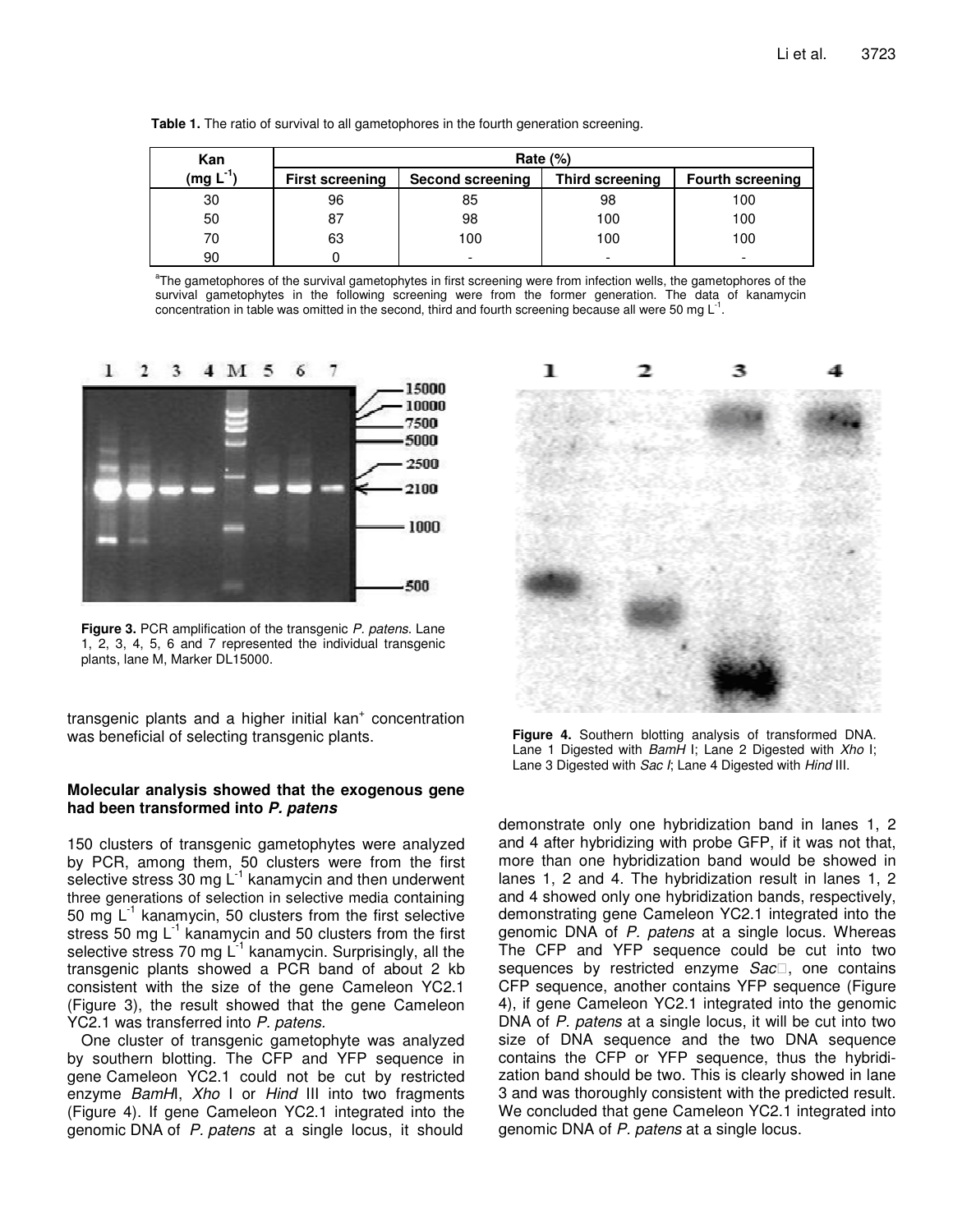**Table 1.** The ratio of survival to all gametophores in the fourth generation screening.

| Kan (mg $L^{-1}$) | Rate (%) | | | |
|---|---|---|---|---|
| | First screening | Second screening | Third screening | Fourth screening |
| 30 | 96 | 85 | 98 | 100 |
| 50 | 87 | 98 | 100 | 100 |
| 70 | 63 | 100 | 100 | 100 |
| 90 | 0 | - | - | - |

[a]The gametophores of the survival gametophytes in first screening were from infection wells, the gametophores of the survival gametophytes in the following screening were from the former generation. The data of kanamycin concentration in table was omitted in the second, third and fourth screening because all were 50 mg $L^{-1}$.

**Figure 3.** PCR amplification of the transgenic *P. patens*. Lane 1, 2, 3, 4, 5, 6 and 7 represented the individual transgenic plants, lane M, Marker DL15000.

**Figure 4.** Southern blotting analysis of transformed DNA. Lane 1 Digested with *BamH* I; Lane 2 Digested with *Xho* I; Lane 3 Digested with *Sac I*; Lane 4 Digested with *Hind* III.

transgenic plants and a higher initial kan⁺ concentration was beneficial of selecting transgenic plants.

### Molecular analysis showed that the exogenous gene had been transformed into *P. patens*

150 clusters of transgenic gametophytes were analyzed by PCR, among them, 50 clusters were from the first selective stress 30 mg $L^{-1}$ kanamycin and then underwent three generations of selection in selective media containing 50 mg $L^{-1}$ kanamycin, 50 clusters from the first selective stress 50 mg $L^{-1}$ kanamycin and 50 clusters from the first selective stress 70 mg $L^{-1}$ kanamycin. Surprisingly, all the transgenic plants showed a PCR band of about 2 kb consistent with the size of the gene Cameleon YC2.1 (Figure 3), the result showed that the gene Cameleon YC2.1 was transferred into *P. patens*.

One cluster of transgenic gametophyte was analyzed by southern blotting. The CFP and YFP sequence in gene Cameleon YC2.1 could not be cut by restricted enzyme *BamH*I, *Xho* I or *Hind* III into two fragments (Figure 4). If gene Cameleon YC2.1 integrated into the genomic DNA of *P. patens* at a single locus, it should demonstrate only one hybridization band in lanes 1, 2 and 4 after hybridizing with probe GFP, if it was not that, more than one hybridization band would be showed in lanes 1, 2 and 4. The hybridization result in lanes 1, 2 and 4 showed only one hybridization bands, respectively, demonstrating gene Cameleon YC2.1 integrated into the genomic DNA of *P. patens* at a single locus. Whereas The CFP and YFP sequence could be cut into two sequences by restricted enzyme *Sac*Ⅰ, one contains CFP sequence, another contains YFP sequence (Figure 4), if gene Cameleon YC2.1 integrated into the genomic DNA of *P. patens* at a single locus, it will be cut into two size of DNA sequence and the two DNA sequence contains the CFP or YFP sequence, thus the hybridization band should be two. This is clearly showed in lane 3 and was thoroughly consistent with the predicted result. We concluded that gene Cameleon YC2.1 integrated into genomic DNA of *P. patens* at a single locus.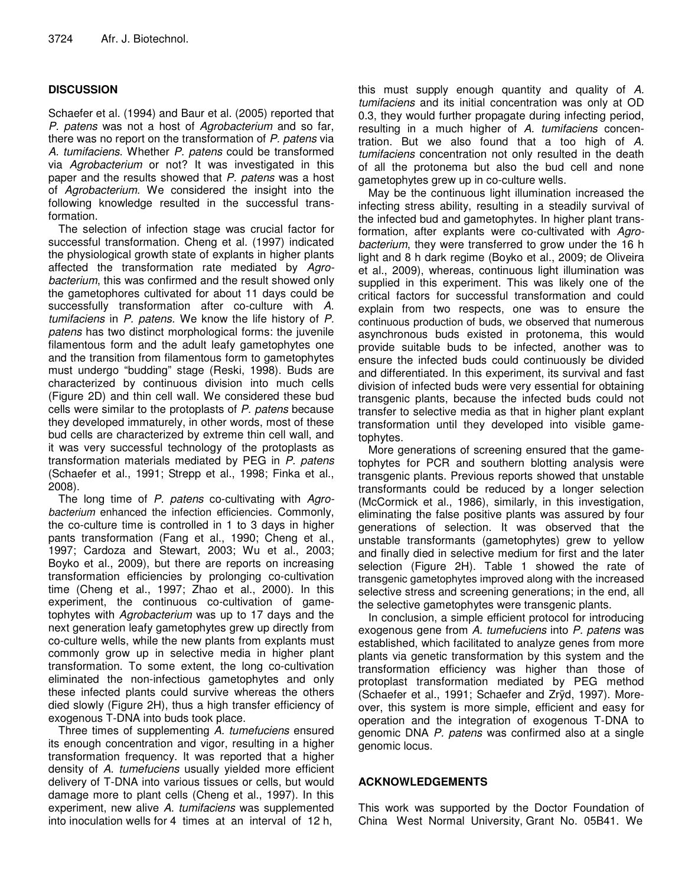## DISCUSSION

Schaefer et al. (1994) and Baur et al. (2005) reported that *P. patens* was not a host of *Agrobacterium* and so far, there was no report on the transformation of *P. patens* via *A. tumifaciens*. Whether *P. patens* could be transformed via *Agrobacterium* or not? It was investigated in this paper and the results showed that *P. patens* was a host of *Agrobacterium*. We considered the insight into the following knowledge resulted in the successful transformation.

The selection of infection stage was crucial factor for successful transformation. Cheng et al. (1997) indicated the physiological growth state of explants in higher plants affected the transformation rate mediated by *Agrobacterium*, this was confirmed and the result showed only the gametophores cultivated for about 11 days could be successfully transformation after co-culture with *A. tumifaciens* in *P. patens*. We know the life history of *P. patens* has two distinct morphological forms: the juvenile filamentous form and the adult leafy gametophytes one and the transition from filamentous form to gametophytes must undergo "budding" stage (Reski, 1998). Buds are characterized by continuous division into much cells (Figure 2D) and thin cell wall. We considered these bud cells were similar to the protoplasts of *P. patens* because they developed immaturely, in other words, most of these bud cells are characterized by extreme thin cell wall, and it was very successful technology of the protoplasts as transformation materials mediated by PEG in *P. patens* (Schaefer et al., 1991; Strepp et al., 1998; Finka et al., 2008).

The long time of *P. patens* co-cultivating with *Agrobacterium* enhanced the infection efficiencies. Commonly, the co-culture time is controlled in 1 to 3 days in higher pants transformation (Fang et al., 1990; Cheng et al., 1997; Cardoza and Stewart, 2003; Wu et al., 2003; Boyko et al., 2009), but there are reports on increasing transformation efficiencies by prolonging co-cultivation time (Cheng et al., 1997; Zhao et al., 2000). In this experiment, the continuous co-cultivation of gametophytes with *Agrobacterium* was up to 17 days and the next generation leafy gametophytes grew up directly from co-culture wells, while the new plants from explants must commonly grow up in selective media in higher plant transformation. To some extent, the long co-cultivation eliminated the non-infectious gametophytes and only these infected plants could survive whereas the others died slowly (Figure 2H), thus a high transfer efficiency of exogenous T-DNA into buds took place.

Three times of supplementing *A. tumefuciens* ensured its enough concentration and vigor, resulting in a higher transformation frequency. It was reported that a higher density of *A. tumefuciens* usually yielded more efficient delivery of T-DNA into various tissues or cells, but would damage more to plant cells (Cheng et al., 1997). In this experiment, new alive *A. tumifaciens* was supplemented into inoculation wells for 4 times at an interval of 12 h, this must supply enough quantity and quality of *A. tumifaciens* and its initial concentration was only at OD 0.3, they would further propagate during infecting period, resulting in a much higher of *A. tumifaciens* concentration. But we also found that a too high of *A. tumifaciens* concentration not only resulted in the death of all the protonema but also the bud cell and none gametophytes grew up in co-culture wells.

May be the continuous light illumination increased the infecting stress ability, resulting in a steadily survival of the infected bud and gametophytes. In higher plant transformation, after explants were co-cultivated with *Agrobacterium*, they were transferred to grow under the 16 h light and 8 h dark regime (Boyko et al., 2009; de Oliveira et al., 2009), whereas, continuous light illumination was supplied in this experiment. This was likely one of the critical factors for successful transformation and could explain from two respects, one was to ensure the continuous production of buds, we observed that numerous asynchronous buds existed in protonema, this would provide suitable buds to be infected, another was to ensure the infected buds could continuously be divided and differentiated. In this experiment, its survival and fast division of infected buds were very essential for obtaining transgenic plants, because the infected buds could not transfer to selective media as that in higher plant explant transformation until they developed into visible gametophytes.

More generations of screening ensured that the gametophytes for PCR and southern blotting analysis were transgenic plants. Previous reports showed that unstable transformants could be reduced by a longer selection (McCormick et al., 1986), similarly, in this investigation, eliminating the false positive plants was assured by four generations of selection. It was observed that the unstable transformants (gametophytes) grew to yellow and finally died in selective medium for first and the later selection (Figure 2H). Table 1 showed the rate of transgenic gametophytes improved along with the increased selective stress and screening generations; in the end, all the selective gametophytes were transgenic plants.

In conclusion, a simple efficient protocol for introducing exogenous gene from *A. tumefuciens* into *P. patens* was established, which facilitated to analyze genes from more plants via genetic transformation by this system and the transformation efficiency was higher than those of protoplast transformation mediated by PEG method (Schaefer et al., 1991; Schaefer and Zrÿd, 1997). Moreover, this system is more simple, efficient and easy for operation and the integration of exogenous T-DNA to genomic DNA *P. patens* was confirmed also at a single genomic locus.

## ACKNOWLEDGEMENTS

This work was supported by the Doctor Foundation of China West Normal University, Grant No. 05B41. We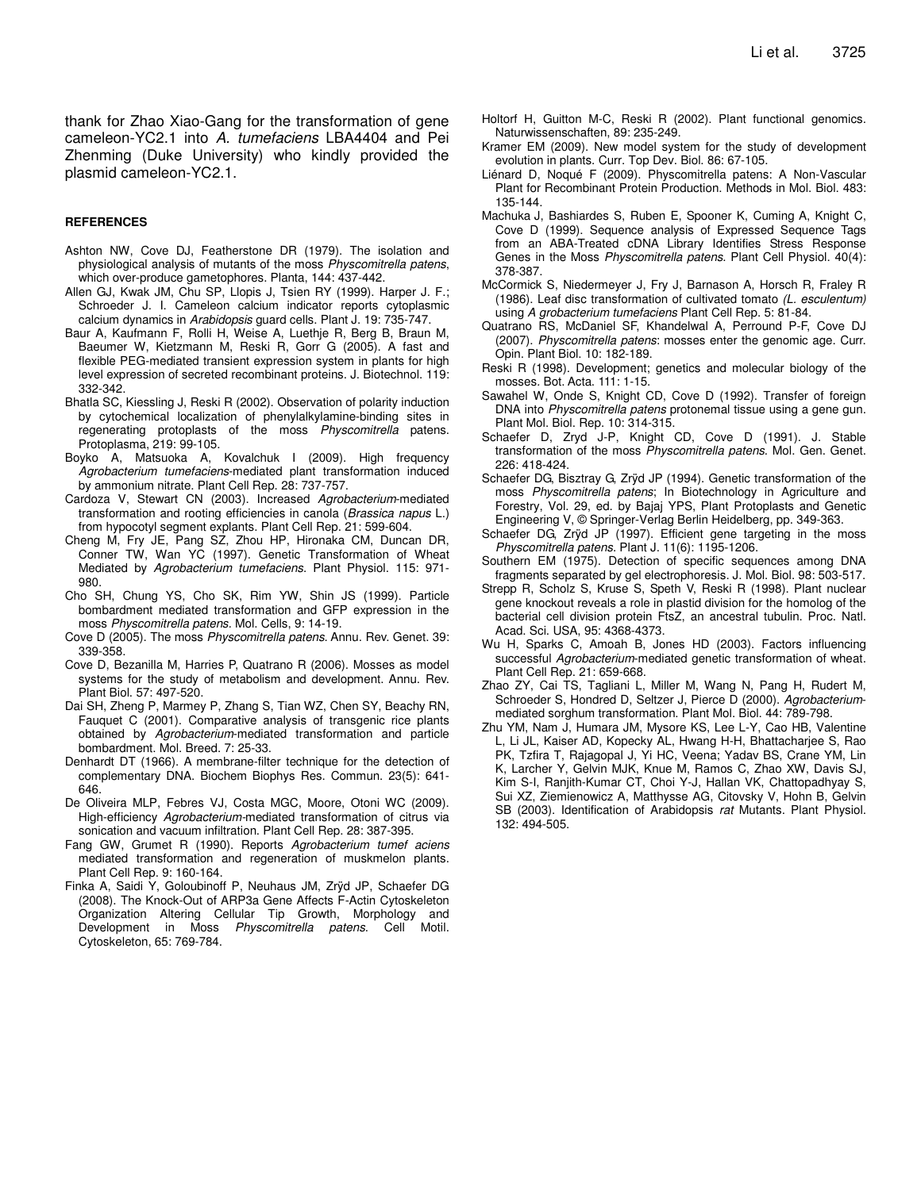thank for Zhao Xiao-Gang for the transformation of gene cameleon-YC2.1 into *A. tumefaciens* LBA4404 and Pei Zhenming (Duke University) who kindly provided the plasmid cameleon-YC2.1.

## REFERENCES

Ashton NW, Cove DJ, Featherstone DR (1979). The isolation and physiological analysis of mutants of the moss *Physcomitrella patens*, which over-produce gametophores. Planta, 144: 437-442.

Allen GJ, Kwak JM, Chu SP, Llopis J, Tsien RY (1999). Harper J. F.; Schroeder J. I. Cameleon calcium indicator reports cytoplasmic calcium dynamics in *Arabidopsis* guard cells. Plant J. 19: 735-747.

Baur A, Kaufmann F, Rolli H, Weise A, Luethje R, Berg B, Braun M, Baeumer W, Kietzmann M, Reski R, Gorr G (2005). A fast and flexible PEG-mediated transient expression system in plants for high level expression of secreted recombinant proteins. J. Biotechnol. 119: 332-342.

Bhatla SC, Kiessling J, Reski R (2002). Observation of polarity induction by cytochemical localization of phenylalkylamine-binding sites in regenerating protoplasts of the moss *Physcomitrella* patens. Protoplasma, 219: 99-105.

Boyko A, Matsuoka A, Kovalchuk I (2009). High frequency *Agrobacterium tumefaciens*-mediated plant transformation induced by ammonium nitrate. Plant Cell Rep. 28: 737-757.

Cardoza V, Stewart CN (2003). Increased *Agrobacterium*-mediated transformation and rooting efficiencies in canola (*Brassica napus* L.) from hypocotyl segment explants. Plant Cell Rep. 21: 599-604.

Cheng M, Fry JE, Pang SZ, Zhou HP, Hironaka CM, Duncan DR, Conner TW, Wan YC (1997). Genetic Transformation of Wheat Mediated by *Agrobacterium tumefaciens*. Plant Physiol. 115: 971-980.

Cho SH, Chung YS, Cho SK, Rim YW, Shin JS (1999). Particle bombardment mediated transformation and GFP expression in the moss *Physcomitrella patens*. Mol. Cells, 9: 14-19.

Cove D (2005). The moss *Physcomitrella patens*. Annu. Rev. Genet. 39: 339-358.

Cove D, Bezanilla M, Harries P, Quatrano R (2006). Mosses as model systems for the study of metabolism and development. Annu. Rev. Plant Biol. 57: 497-520.

Dai SH, Zheng P, Marmey P, Zhang S, Tian WZ, Chen SY, Beachy RN, Fauquet C (2001). Comparative analysis of transgenic rice plants obtained by *Agrobacterium*-mediated transformation and particle bombardment. Mol. Breed. 7: 25-33.

Denhardt DT (1966). A membrane-filter technique for the detection of complementary DNA. Biochem Biophys Res. Commun. 23(5): 641-646.

De Oliveira MLP, Febres VJ, Costa MGC, Moore, Otoni WC (2009). High-efficiency *Agrobacterium*-mediated transformation of citrus via sonication and vacuum infiltration. Plant Cell Rep. 28: 387-395.

Fang GW, Grumet R (1990). Reports *Agrobacterium tumef aciens* mediated transformation and regeneration of muskmelon plants. Plant Cell Rep. 9: 160-164.

Finka A, Saidi Y, Goloubinoff P, Neuhaus JM, Zrÿd JP, Schaefer DG (2008). The Knock-Out of ARP3a Gene Affects F-Actin Cytoskeleton Organization Altering Cellular Tip Growth, Morphology and Development in Moss *Physcomitrella patens*. Cell Motil. Cytoskeleton, 65: 769-784.

Holtorf H, Guitton M-C, Reski R (2002). Plant functional genomics. Naturwissenschaften, 89: 235-249.

Kramer EM (2009). New model system for the study of development evolution in plants. Curr. Top Dev. Biol. 86: 67-105.

Liénard D, Noqué F (2009). Physcomitrella patens: A Non-Vascular Plant for Recombinant Protein Production. Methods in Mol. Biol. 483: 135-144.

Machuka J, Bashiardes S, Ruben E, Spooner K, Cuming A, Knight C, Cove D (1999). Sequence analysis of Expressed Sequence Tags from an ABA-Treated cDNA Library Identifies Stress Response Genes in the Moss *Physcomitrella patens*. Plant Cell Physiol. 40(4): 378-387.

McCormick S, Niedermeyer J, Fry J, Barnason A, Horsch R, Fraley R (1986). Leaf disc transformation of cultivated tomato *(L. esculentum)* using *A grobacterium tumefaciens* Plant Cell Rep. 5: 81-84.

Quatrano RS, McDaniel SF, Khandelwal A, Perround P-F, Cove DJ (2007). *Physcomitrella patens*: mosses enter the genomic age. Curr. Opin. Plant Biol. 10: 182-189.

Reski R (1998). Development; genetics and molecular biology of the mosses. Bot. Acta. 111: 1-15.

Sawahel W, Onde S, Knight CD, Cove D (1992). Transfer of foreign DNA into *Physcomitrella patens* protonemal tissue using a gene gun. Plant Mol. Biol. Rep. 10: 314-315.

Schaefer D, Zryd J-P, Knight CD, Cove D (1991). J. Stable transformation of the moss *Physcomitrella patens*. Mol. Gen. Genet. 226: 418-424.

Schaefer DG, Bisztray G, Zrÿd JP (1994). Genetic transformation of the moss *Physcomitrella patens*; In Biotechnology in Agriculture and Forestry, Vol. 29, ed. by Bajaj YPS, Plant Protoplasts and Genetic Engineering V, © Springer-Verlag Berlin Heidelberg, pp. 349-363.

Schaefer DG, Zrÿd JP (1997). Efficient gene targeting in the moss *Physcomitrella patens*. Plant J. 11(6): 1195-1206.

Southern EM (1975). Detection of specific sequences among DNA fragments separated by gel electrophoresis. J. Mol. Biol. 98: 503-517.

Strepp R, Scholz S, Kruse S, Speth V, Reski R (1998). Plant nuclear gene knockout reveals a role in plastid division for the homolog of the bacterial cell division protein FtsZ, an ancestral tubulin. Proc. Natl. Acad. Sci. USA, 95: 4368-4373.

Wu H, Sparks C, Amoah B, Jones HD (2003). Factors influencing successful *Agrobacterium*-mediated genetic transformation of wheat. Plant Cell Rep. 21: 659-668.

Zhao ZY, Cai TS, Tagliani L, Miller M, Wang N, Pang H, Rudert M, Schroeder S, Hondred D, Seltzer J, Pierce D (2000). *Agrobacterium*-mediated sorghum transformation. Plant Mol. Biol. 44: 789-798.

Zhu YM, Nam J, Humara JM, Mysore KS, Lee L-Y, Cao HB, Valentine L, Li JL, Kaiser AD, Kopecky AL, Hwang H-H, Bhattacharjee S, Rao PK, Tzfira T, Rajagopal J, Yi HC, Veena; Yadav BS, Crane YM, Lin K, Larcher Y, Gelvin MJK, Knue M, Ramos C, Zhao XW, Davis SJ, Kim S-I, Ranjith-Kumar CT, Choi Y-J, Hallan VK, Chattopadhyay S, Sui XZ, Ziemienowicz A, Matthysse AG, Citovsky V, Hohn B, Gelvin SB (2003). Identification of Arabidopsis *rat* Mutants. Plant Physiol. 132: 494-505.